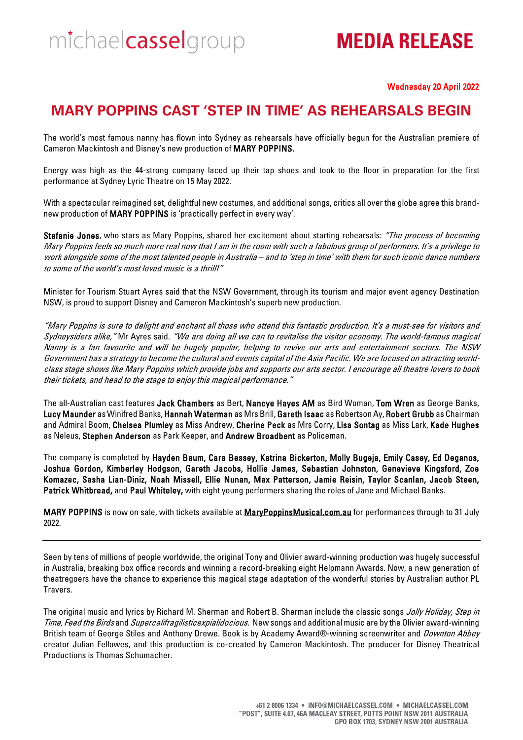michaelcasselgroup

# MEDIA RELEASE

**Wednesday 20 April 2022**

## MARY POPPINS CAST 'STEP IN TIME' AS REHEARSALS BEGIN

The world's most famous nanny has flown into Sydney as rehearsals have officially begun for the Australian premiere of Cameron Mackintosh and Disney's new production of **MARY POPPINS.**

Energy was high as the 44-strong company laced up their tap shoes and took to the floor in preparation for the first performance at Sydney Lyric Theatre on 15 May 2022.

With a spectacular reimagined set, delightful new costumes, and additional songs, critics all over the globe agree this brand-new production of **MARY POPPINS** is 'practically perfect in every way'.

**Stefanie Jones**, who stars as Mary Poppins, shared her excitement about starting rehearsals: *"The process of becoming Mary Poppins feels so much more real now that I am in the room with such a fabulous group of performers. It's a privilege to work alongside some of the most talented people in Australia – and to 'step in time' with them for such iconic dance numbers to some of the world's most loved music is a thrill!"*

Minister for Tourism Stuart Ayres said that the NSW Government, through its tourism and major event agency Destination NSW, is proud to support Disney and Cameron Mackintosh's superb new production.

*"Mary Poppins is sure to delight and enchant all those who attend this fantastic production. It's a must-see for visitors and Sydneysiders alike,"* Mr Ayres said. *"We are doing all we can to revitalise the visitor economy. The world-famous magical Nanny is a fan favourite and will be hugely popular, helping to revive our arts and entertainment sectors. The NSW Government has a strategy to become the cultural and events capital of the Asia Pacific. We are focused on attracting world-class stage shows like Mary Poppins which provide jobs and supports our arts sector. I encourage all theatre lovers to book their tickets, and head to the stage to enjoy this magical performance."*

The all-Australian cast features **Jack Chambers** as Bert, **Nancye Hayes AM** as Bird Woman, **Tom Wren** as George Banks, **Lucy Maunder** as Winifred Banks, **Hannah Waterman** as Mrs Brill, **Gareth Isaac** as Robertson Ay, **Robert Grubb** as Chairman and Admiral Boom, **Chelsea Plumley** as Miss Andrew, **Cherine Peck** as Mrs Corry, **Lisa Sontag** as Miss Lark, **Kade Hughes** as Neleus, **Stephen Anderson** as Park Keeper, and **Andrew Broadbent** as Policeman.

The company is completed by **Hayden Baum, Cara Bessey, Katrina Bickerton, Molly Bugeja, Emily Casey, Ed Deganos, Joshua Gordon, Kimberley Hodgson, Gareth Jacobs, Hollie James, Sebastian Johnston, Genevieve Kingsford, Zoe Komazec, Sasha Lian-Diniz, Noah Missell, Ellie Nunan, Max Patterson, Jamie Reisin, Taylor Scanlan, Jacob Steen, Patrick Whitbread,** and **Paul Whiteley,** with eight young performers sharing the roles of Jane and Michael Banks.

**MARY POPPINS** is now on sale, with tickets available at **MaryPoppinsMusical.com.au** for performances through to 31 July 2022.

---

Seen by tens of millions of people worldwide, the original Tony and Olivier award-winning production was hugely successful in Australia, breaking box office records and winning a record-breaking eight Helpmann Awards. Now, a new generation of theatregoers have the chance to experience this magical stage adaptation of the wonderful stories by Australian author PL Travers.

The original music and lyrics by Richard M. Sherman and Robert B. Sherman include the classic songs *Jolly Holiday, Step in Time, Feed the Birds* and *Supercalifragilisticexpialidocious.* New songs and additional music are by the Olivier award-winning British team of George Stiles and Anthony Drewe. Book is by Academy Award®-winning screenwriter and *Downton Abbey* creator Julian Fellowes, and this production is co-created by Cameron Mackintosh. The producer for Disney Theatrical Productions is Thomas Schumacher.

+61 2 8006 1334 • INFO@MICHAELCASSEL.COM • MICHAELCASSEL.COM
"POST", SUITE 4.07, 46A MACLEAY STREET, POTTS POINT NSW 2011 AUSTRALIA
GPO BOX 1703, SYDNEY NSW 2001 AUSTRALIA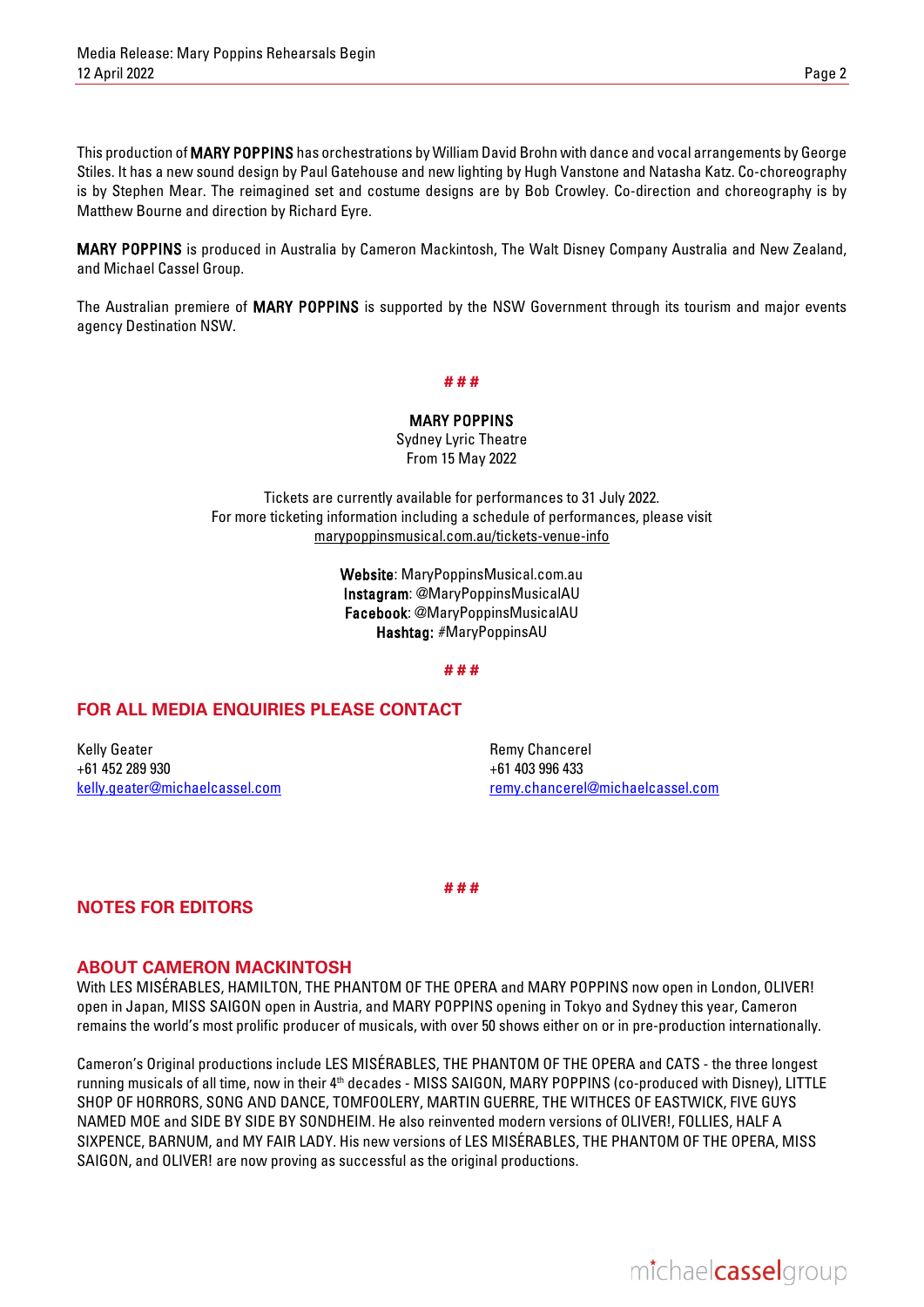This production of **MARY POPPINS** has orchestrations by William David Brohn with dance and vocal arrangements by George Stiles. It has a new sound design by Paul Gatehouse and new lighting by Hugh Vanstone and Natasha Katz. Co-choreography is by Stephen Mear. The reimagined set and costume designs are by Bob Crowley. Co-direction and choreography is by Matthew Bourne and direction by Richard Eyre.

**MARY POPPINS** is produced in Australia by Cameron Mackintosh, The Walt Disney Company Australia and New Zealand, and Michael Cassel Group.

The Australian premiere of **MARY POPPINS** is supported by the NSW Government through its tourism and major events agency Destination NSW.

# # #

**MARY POPPINS**
Sydney Lyric Theatre
From 15 May 2022

Tickets are currently available for performances to 31 July 2022.
For more ticketing information including a schedule of performances, please visit
marypoppinsmusical.com.au/tickets-venue-info

**Website**: MaryPoppinsMusical.com.au
**Instagram**: @MaryPoppinsMusicalAU
**Facebook**: @MaryPoppinsMusicalAU
**Hashtag:** #MaryPoppinsAU

# # #

## FOR ALL MEDIA ENQUIRIES PLEASE CONTACT

Kelly Geater
+61 452 289 930
kelly.geater@michaelcassel.com

Remy Chancerel
+61 403 996 433
remy.chancerel@michaelcassel.com

# # #

## NOTES FOR EDITORS

### ABOUT CAMERON MACKINTOSH

With LES MISÉRABLES, HAMILTON, THE PHANTOM OF THE OPERA and MARY POPPINS now open in London, OLIVER! open in Japan, MISS SAIGON open in Austria, and MARY POPPINS opening in Tokyo and Sydney this year, Cameron remains the world's most prolific producer of musicals, with over 50 shows either on or in pre-production internationally.

Cameron's Original productions include LES MISÉRABLES, THE PHANTOM OF THE OPERA and CATS - the three longest running musicals of all time, now in their 4th decades - MISS SAIGON, MARY POPPINS (co-produced with Disney), LITTLE SHOP OF HORRORS, SONG AND DANCE, TOMFOOLERY, MARTIN GUERRE, THE WITHCES OF EASTWICK, FIVE GUYS NAMED MOE and SIDE BY SIDE BY SONDHEIM. He also reinvented modern versions of OLIVER!, FOLLIES, HALF A SIXPENCE, BARNUM, and MY FAIR LADY. His new versions of LES MISÉRABLES, THE PHANTOM OF THE OPERA, MISS SAIGON, and OLIVER! are now proving as successful as the original productions.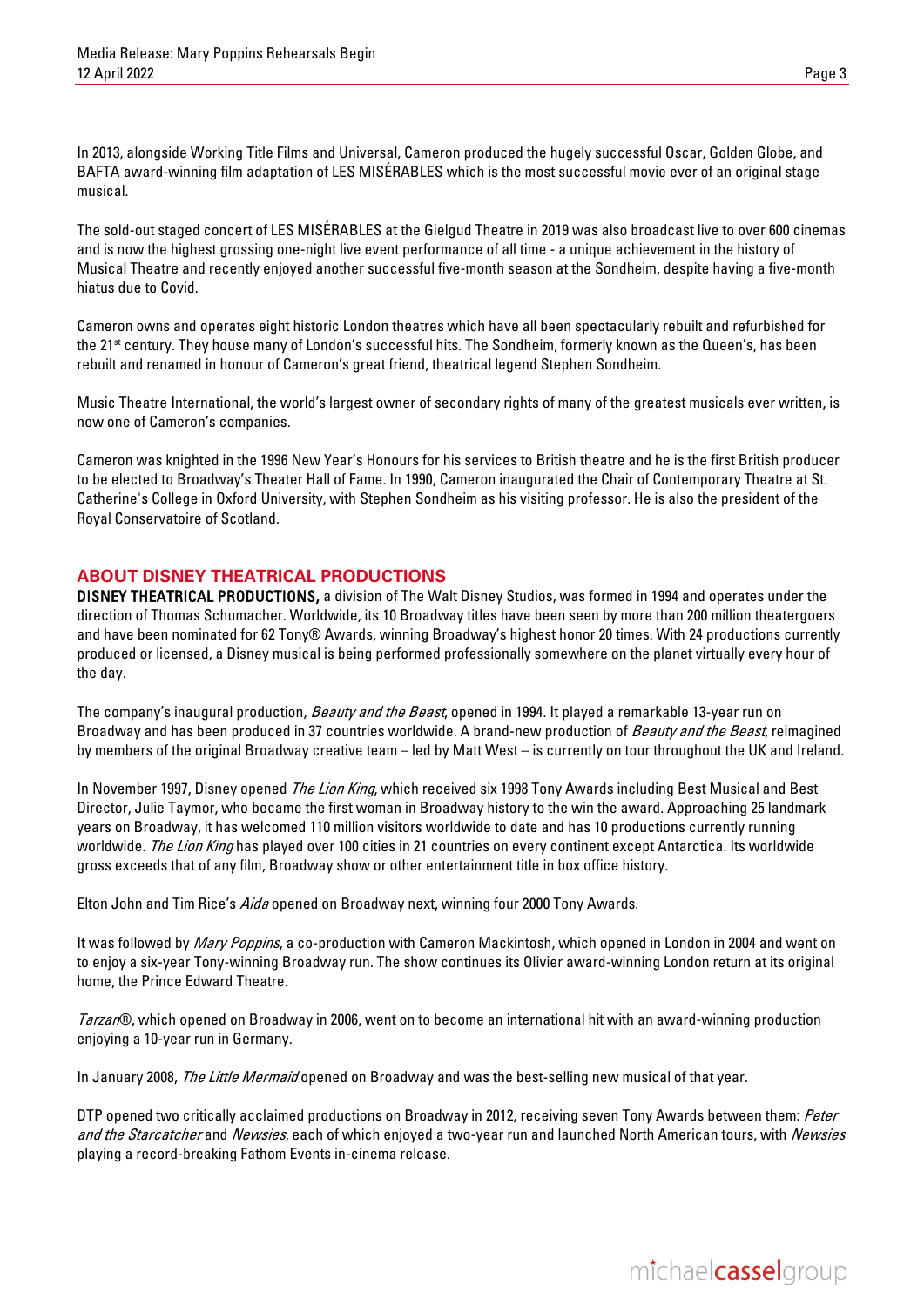In 2013, alongside Working Title Films and Universal, Cameron produced the hugely successful Oscar, Golden Globe, and BAFTA award-winning film adaptation of LES MISÉRABLES which is the most successful movie ever of an original stage musical.

The sold-out staged concert of LES MISÉRABLES at the Gielgud Theatre in 2019 was also broadcast live to over 600 cinemas and is now the highest grossing one-night live event performance of all time - a unique achievement in the history of Musical Theatre and recently enjoyed another successful five-month season at the Sondheim, despite having a five-month hiatus due to Covid.

Cameron owns and operates eight historic London theatres which have all been spectacularly rebuilt and refurbished for the 21st century. They house many of London's successful hits. The Sondheim, formerly known as the Queen's, has been rebuilt and renamed in honour of Cameron's great friend, theatrical legend Stephen Sondheim.

Music Theatre International, the world's largest owner of secondary rights of many of the greatest musicals ever written, is now one of Cameron's companies.

Cameron was knighted in the 1996 New Year's Honours for his services to British theatre and he is the first British producer to be elected to Broadway's Theater Hall of Fame. In 1990, Cameron inaugurated the Chair of Contemporary Theatre at St. Catherine's College in Oxford University, with Stephen Sondheim as his visiting professor. He is also the president of the Royal Conservatoire of Scotland.

## ABOUT DISNEY THEATRICAL PRODUCTIONS

**DISNEY THEATRICAL PRODUCTIONS,** a division of The Walt Disney Studios, was formed in 1994 and operates under the direction of Thomas Schumacher. Worldwide, its 10 Broadway titles have been seen by more than 200 million theatergoers and have been nominated for 62 Tony® Awards, winning Broadway's highest honor 20 times. With 24 productions currently produced or licensed, a Disney musical is being performed professionally somewhere on the planet virtually every hour of the day.

The company's inaugural production, *Beauty and the Beast*, opened in 1994. It played a remarkable 13-year run on Broadway and has been produced in 37 countries worldwide. A brand-new production of *Beauty and the Beast*, reimagined by members of the original Broadway creative team – led by Matt West – is currently on tour throughout the UK and Ireland.

In November 1997, Disney opened *The Lion King*, which received six 1998 Tony Awards including Best Musical and Best Director, Julie Taymor, who became the first woman in Broadway history to the win the award. Approaching 25 landmark years on Broadway, it has welcomed 110 million visitors worldwide to date and has 10 productions currently running worldwide. *The Lion King* has played over 100 cities in 21 countries on every continent except Antarctica. Its worldwide gross exceeds that of any film, Broadway show or other entertainment title in box office history.

Elton John and Tim Rice's *Aida* opened on Broadway next, winning four 2000 Tony Awards.

It was followed by *Mary Poppins*, a co-production with Cameron Mackintosh, which opened in London in 2004 and went on to enjoy a six-year Tony-winning Broadway run. The show continues its Olivier award-winning London return at its original home, the Prince Edward Theatre.

*Tarzan*®, which opened on Broadway in 2006, went on to become an international hit with an award-winning production enjoying a 10-year run in Germany.

In January 2008, *The Little Mermaid* opened on Broadway and was the best-selling new musical of that year.

DTP opened two critically acclaimed productions on Broadway in 2012, receiving seven Tony Awards between them: *Peter and the Starcatcher* and *Newsies*, each of which enjoyed a two-year run and launched North American tours, with *Newsies* playing a record-breaking Fathom Events in-cinema release.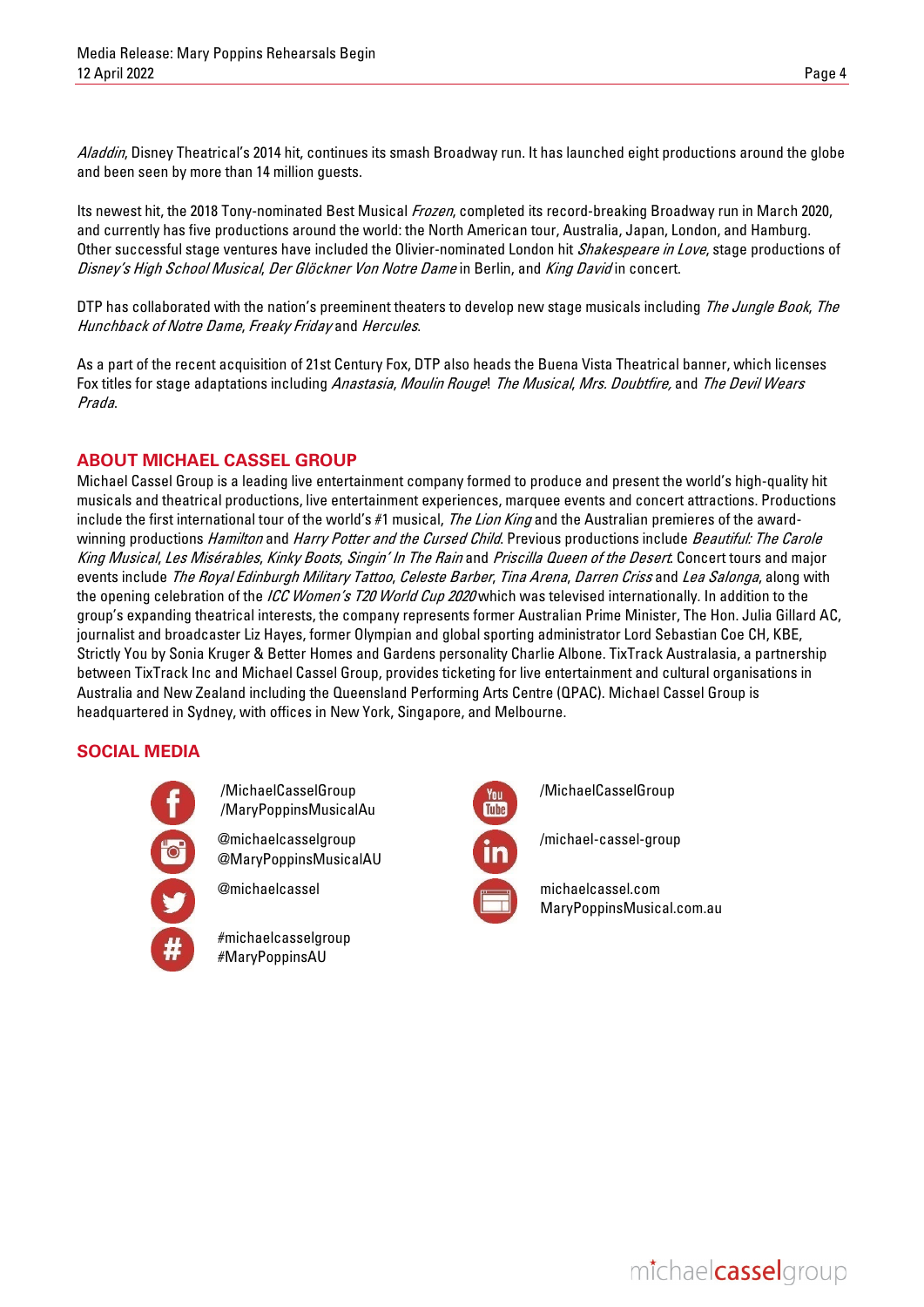*Aladdin*, Disney Theatrical's 2014 hit, continues its smash Broadway run. It has launched eight productions around the globe and been seen by more than 14 million guests.

Its newest hit, the 2018 Tony-nominated Best Musical *Frozen*, completed its record-breaking Broadway run in March 2020, and currently has five productions around the world: the North American tour, Australia, Japan, London, and Hamburg. Other successful stage ventures have included the Olivier-nominated London hit *Shakespeare in Love*, stage productions of *Disney's High School Musical*, *Der Glöckner Von Notre Dame* in Berlin, and *King David* in concert.

DTP has collaborated with the nation's preeminent theaters to develop new stage musicals including *The Jungle Book*, *The Hunchback of Notre Dame*, *Freaky Friday* and *Hercules*.

As a part of the recent acquisition of 21st Century Fox, DTP also heads the Buena Vista Theatrical banner, which licenses Fox titles for stage adaptations including *Anastasia*, *Moulin Rouge*! *The Musical*, *Mrs. Doubtfire,* and *The Devil Wears Prada*.

## ABOUT MICHAEL CASSEL GROUP

Michael Cassel Group is a leading live entertainment company formed to produce and present the world's high-quality hit musicals and theatrical productions, live entertainment experiences, marquee events and concert attractions. Productions include the first international tour of the world's #1 musical, *The Lion King* and the Australian premieres of the award-winning productions *Hamilton* and *Harry Potter and the Cursed Child*. Previous productions include *Beautiful: The Carole King Musical*, *Les Misérables*, *Kinky Boots*, *Singin' In The Rain* and *Priscilla Queen of the Desert*. Concert tours and major events include *The Royal Edinburgh Military Tattoo*, *Celeste Barber*, *Tina Arena*, *Darren Criss* and *Lea Salonga*, along with the opening celebration of the *ICC Women's T20 World Cup 2020* which was televised internationally. In addition to the group's expanding theatrical interests, the company represents former Australian Prime Minister, The Hon. Julia Gillard AC, journalist and broadcaster Liz Hayes, former Olympian and global sporting administrator Lord Sebastian Coe CH, KBE, Strictly You by Sonia Kruger & Better Homes and Gardens personality Charlie Albone. TixTrack Australasia, a partnership between TixTrack Inc and Michael Cassel Group, provides ticketing for live entertainment and cultural organisations in Australia and New Zealand including the Queensland Performing Arts Centre (QPAC). Michael Cassel Group is headquartered in Sydney, with offices in New York, Singapore, and Melbourne.

## SOCIAL MEDIA

/MichaelCasselGroup
/MaryPoppinsMusicalAu

@michaelcasselgroup
@MaryPoppinsMusicalAU

@michaelcassel

#michaelcasselgroup
#MaryPoppinsAU

/MichaelCasselGroup

/michael-cassel-group

michaelcassel.com
MaryPoppinsMusical.com.au

michaelcasselgroup